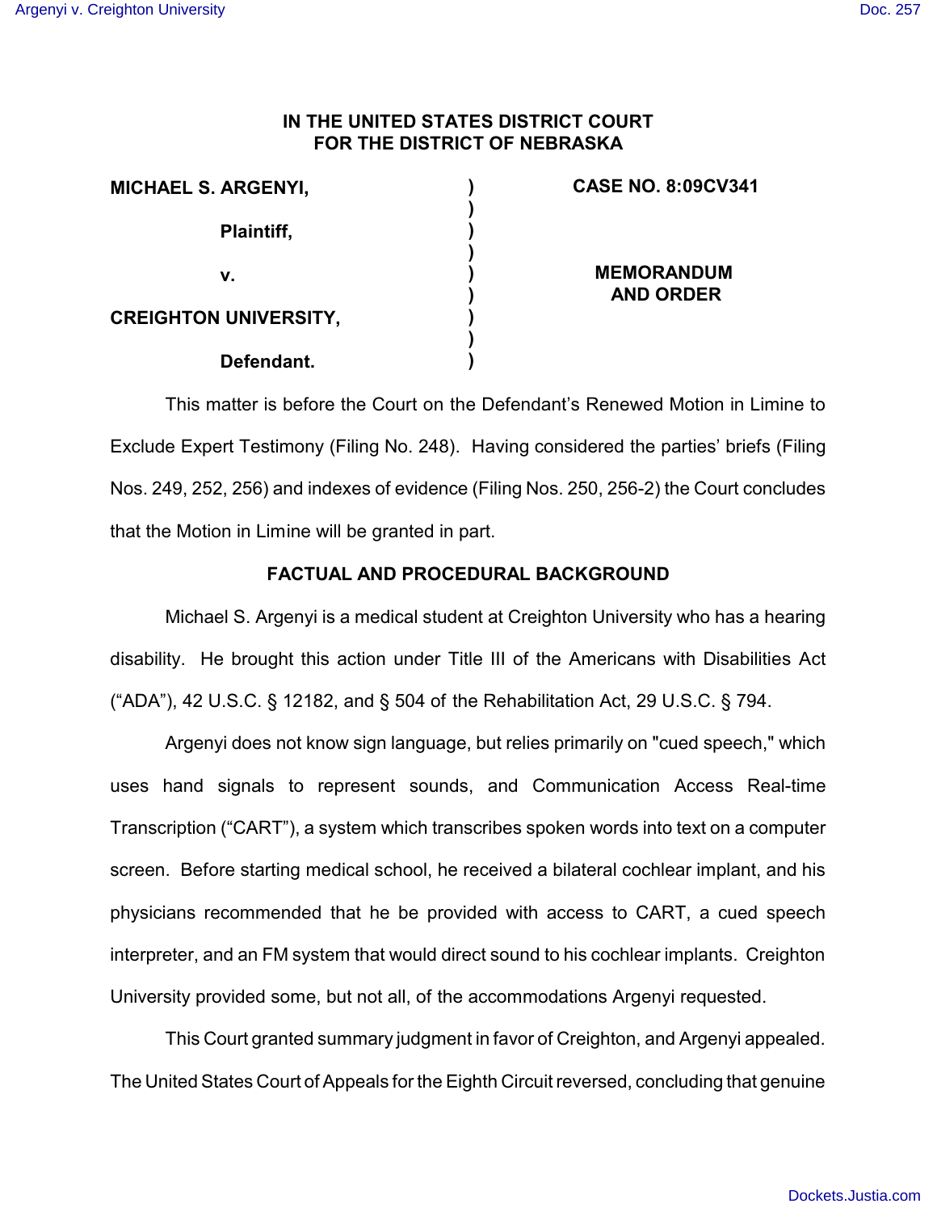**IN THE UNITED STATES DISTRICT COURT**
**FOR THE DISTRICT OF NEBRASKA**

| | | |
|---|---|---|
| **MICHAEL S. ARGENYI,** | ) | **CASE NO. 8:09CV341** |
| | ) | |
| **Plaintiff,** | ) | |
| | ) | |
| **v.** | ) | **MEMORANDUM AND ORDER** |
| | ) | |
| **CREIGHTON UNIVERSITY,** | ) | |
| | ) | |
| **Defendant.** | ) | |

This matter is before the Court on the Defendant's Renewed Motion in Limine to Exclude Expert Testimony (Filing No. 248). Having considered the parties' briefs (Filing Nos. 249, 252, 256) and indexes of evidence (Filing Nos. 250, 256-2) the Court concludes that the Motion in Limine will be granted in part.

## FACTUAL AND PROCEDURAL BACKGROUND

Michael S. Argenyi is a medical student at Creighton University who has a hearing disability. He brought this action under Title III of the Americans with Disabilities Act ("ADA"), 42 U.S.C. § 12182, and § 504 of the Rehabilitation Act, 29 U.S.C. § 794.

Argenyi does not know sign language, but relies primarily on "cued speech," which uses hand signals to represent sounds, and Communication Access Real-time Transcription ("CART"), a system which transcribes spoken words into text on a computer screen. Before starting medical school, he received a bilateral cochlear implant, and his physicians recommended that he be provided with access to CART, a cued speech interpreter, and an FM system that would direct sound to his cochlear implants. Creighton University provided some, but not all, of the accommodations Argenyi requested.

This Court granted summary judgment in favor of Creighton, and Argenyi appealed. The United States Court of Appeals for the Eighth Circuit reversed, concluding that genuine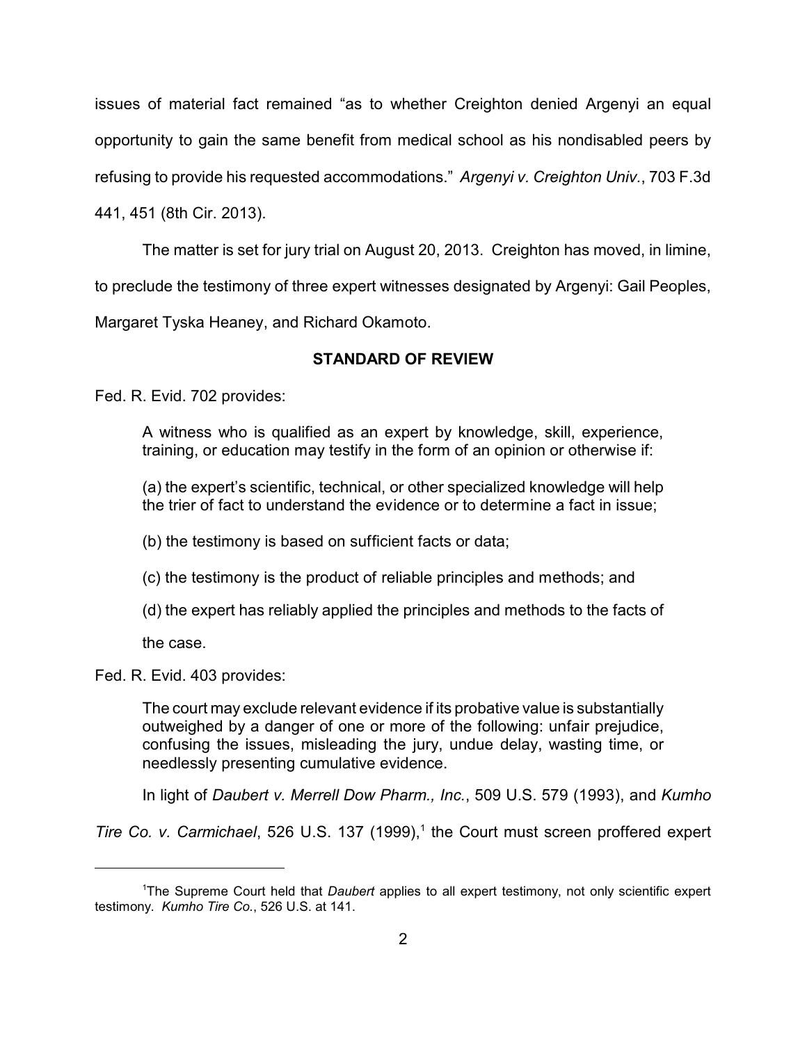issues of material fact remained "as to whether Creighton denied Argenyi an equal opportunity to gain the same benefit from medical school as his nondisabled peers by refusing to provide his requested accommodations." *Argenyi v. Creighton Univ.*, 703 F.3d 441, 451 (8th Cir. 2013).

The matter is set for jury trial on August 20, 2013. Creighton has moved, in limine, to preclude the testimony of three expert witnesses designated by Argenyi: Gail Peoples, Margaret Tyska Heaney, and Richard Okamoto.

## STANDARD OF REVIEW

Fed. R. Evid. 702 provides:

> A witness who is qualified as an expert by knowledge, skill, experience, training, or education may testify in the form of an opinion or otherwise if:
>
> (a) the expert's scientific, technical, or other specialized knowledge will help the trier of fact to understand the evidence or to determine a fact in issue;
>
> (b) the testimony is based on sufficient facts or data;
>
> (c) the testimony is the product of reliable principles and methods; and
>
> (d) the expert has reliably applied the principles and methods to the facts of the case.

Fed. R. Evid. 403 provides:

> The court may exclude relevant evidence if its probative value is substantially outweighed by a danger of one or more of the following: unfair prejudice, confusing the issues, misleading the jury, undue delay, wasting time, or needlessly presenting cumulative evidence.

In light of *Daubert v. Merrell Dow Pharm., Inc.*, 509 U.S. 579 (1993), and *Kumho Tire Co. v. Carmichael*, 526 U.S. 137 (1999),[1] the Court must screen proffered expert

---

[1] The Supreme Court held that *Daubert* applies to all expert testimony, not only scientific expert testimony. *Kumho Tire Co.*, 526 U.S. at 141.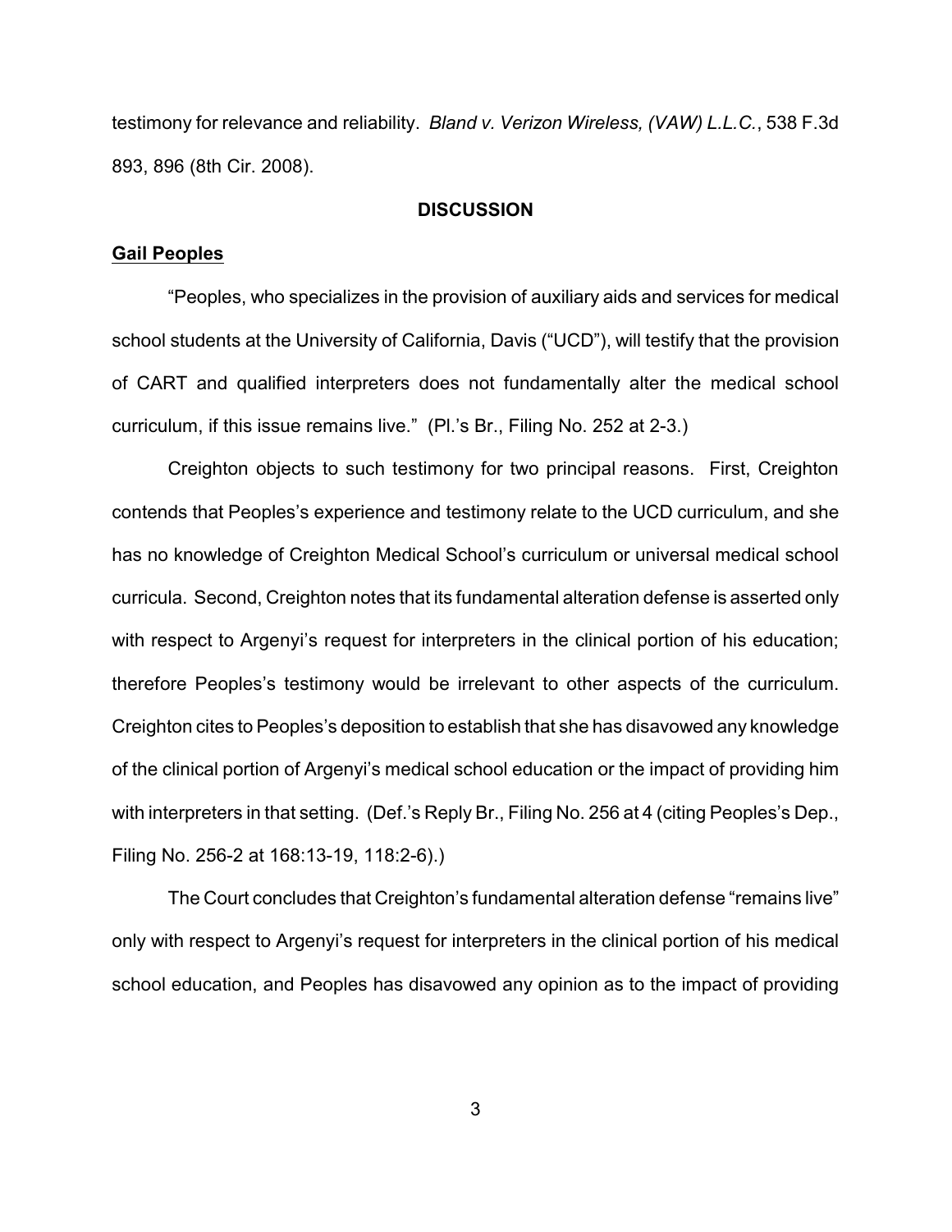testimony for relevance and reliability. *Bland v. Verizon Wireless, (VAW) L.L.C.*, 538 F.3d 893, 896 (8th Cir. 2008).

## DISCUSSION

**Gail Peoples**

"Peoples, who specializes in the provision of auxiliary aids and services for medical school students at the University of California, Davis ("UCD"), will testify that the provision of CART and qualified interpreters does not fundamentally alter the medical school curriculum, if this issue remains live." (Pl.'s Br., Filing No. 252 at 2-3.)

Creighton objects to such testimony for two principal reasons. First, Creighton contends that Peoples's experience and testimony relate to the UCD curriculum, and she has no knowledge of Creighton Medical School's curriculum or universal medical school curricula. Second, Creighton notes that its fundamental alteration defense is asserted only with respect to Argenyi's request for interpreters in the clinical portion of his education; therefore Peoples's testimony would be irrelevant to other aspects of the curriculum. Creighton cites to Peoples's deposition to establish that she has disavowed any knowledge of the clinical portion of Argenyi's medical school education or the impact of providing him with interpreters in that setting. (Def.'s Reply Br., Filing No. 256 at 4 (citing Peoples's Dep., Filing No. 256-2 at 168:13-19, 118:2-6).)

The Court concludes that Creighton's fundamental alteration defense "remains live" only with respect to Argenyi's request for interpreters in the clinical portion of his medical school education, and Peoples has disavowed any opinion as to the impact of providing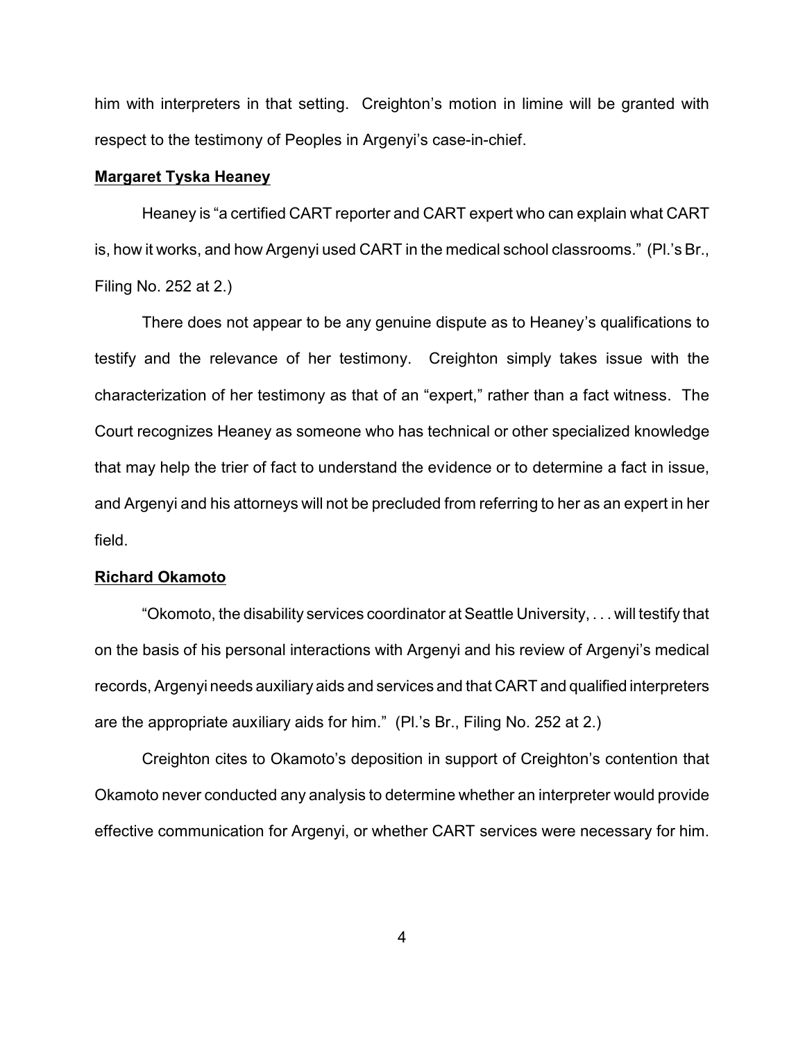him with interpreters in that setting. Creighton's motion in limine will be granted with respect to the testimony of Peoples in Argenyi's case-in-chief.

**Margaret Tyska Heaney**

Heaney is "a certified CART reporter and CART expert who can explain what CART is, how it works, and how Argenyi used CART in the medical school classrooms." (Pl.'s Br., Filing No. 252 at 2.)

There does not appear to be any genuine dispute as to Heaney's qualifications to testify and the relevance of her testimony. Creighton simply takes issue with the characterization of her testimony as that of an "expert," rather than a fact witness. The Court recognizes Heaney as someone who has technical or other specialized knowledge that may help the trier of fact to understand the evidence or to determine a fact in issue, and Argenyi and his attorneys will not be precluded from referring to her as an expert in her field.

**Richard Okamoto**

"Okomoto, the disability services coordinator at Seattle University, . . . will testify that on the basis of his personal interactions with Argenyi and his review of Argenyi's medical records, Argenyi needs auxiliary aids and services and that CART and qualified interpreters are the appropriate auxiliary aids for him." (Pl.'s Br., Filing No. 252 at 2.)

Creighton cites to Okamoto's deposition in support of Creighton's contention that Okamoto never conducted any analysis to determine whether an interpreter would provide effective communication for Argenyi, or whether CART services were necessary for him.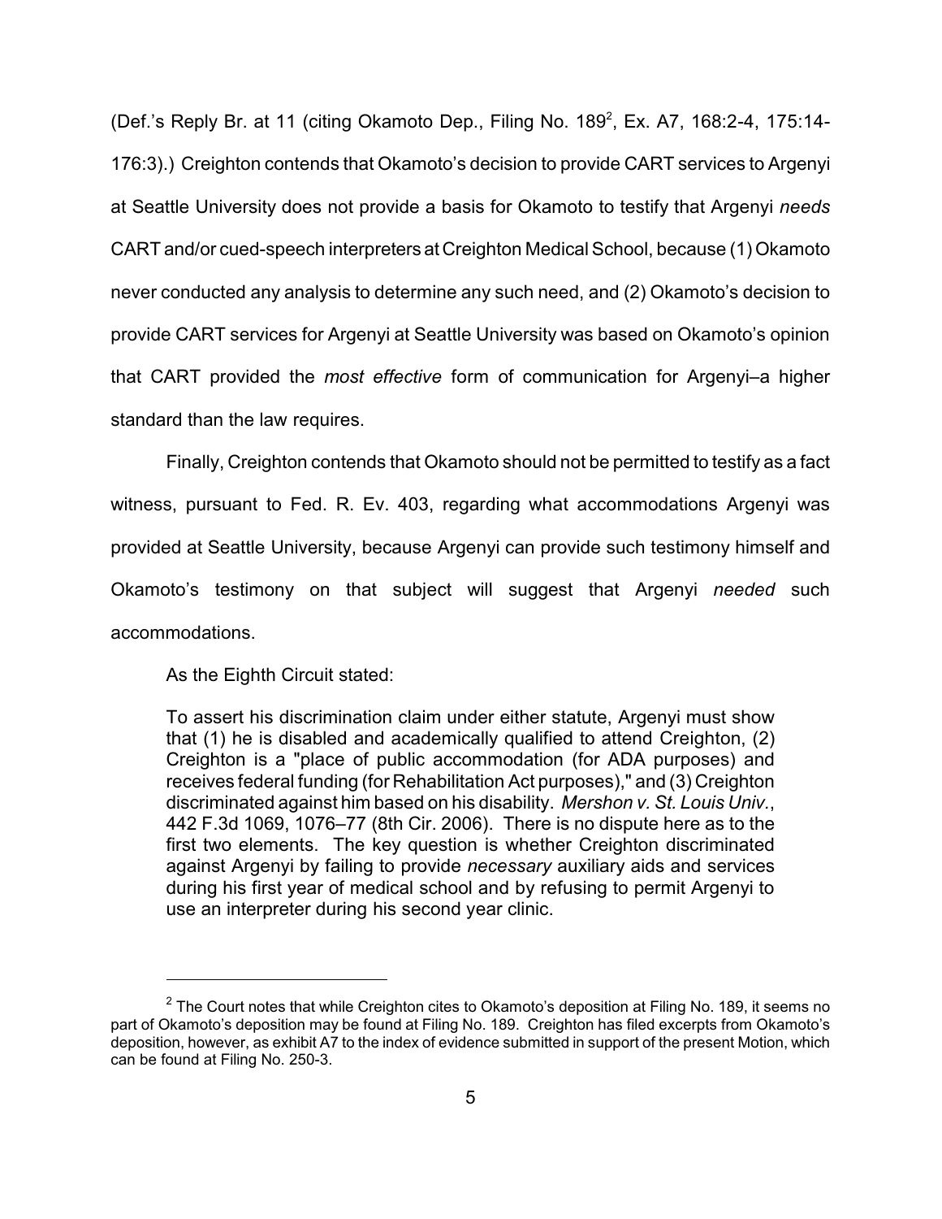(Def.'s Reply Br. at 11 (citing Okamoto Dep., Filing No. 189[2], Ex. A7, 168:2-4, 175:14-176:3).) Creighton contends that Okamoto's decision to provide CART services to Argenyi at Seattle University does not provide a basis for Okamoto to testify that Argenyi *needs* CART and/or cued-speech interpreters at Creighton Medical School, because (1) Okamoto never conducted any analysis to determine any such need, and (2) Okamoto's decision to provide CART services for Argenyi at Seattle University was based on Okamoto's opinion that CART provided the *most effective* form of communication for Argenyi–a higher standard than the law requires.

Finally, Creighton contends that Okamoto should not be permitted to testify as a fact witness, pursuant to Fed. R. Ev. 403, regarding what accommodations Argenyi was provided at Seattle University, because Argenyi can provide such testimony himself and Okamoto's testimony on that subject will suggest that Argenyi *needed* such accommodations.

As the Eighth Circuit stated:

> To assert his discrimination claim under either statute, Argenyi must show that (1) he is disabled and academically qualified to attend Creighton, (2) Creighton is a "place of public accommodation (for ADA purposes) and receives federal funding (for Rehabilitation Act purposes)," and (3) Creighton discriminated against him based on his disability. *Mershon v. St. Louis Univ.*, 442 F.3d 1069, 1076–77 (8th Cir. 2006). There is no dispute here as to the first two elements. The key question is whether Creighton discriminated against Argenyi by failing to provide *necessary* auxiliary aids and services during his first year of medical school and by refusing to permit Argenyi to use an interpreter during his second year clinic.

---

[2] The Court notes that while Creighton cites to Okamoto's deposition at Filing No. 189, it seems no part of Okamoto's deposition may be found at Filing No. 189. Creighton has filed excerpts from Okamoto's deposition, however, as exhibit A7 to the index of evidence submitted in support of the present Motion, which can be found at Filing No. 250-3.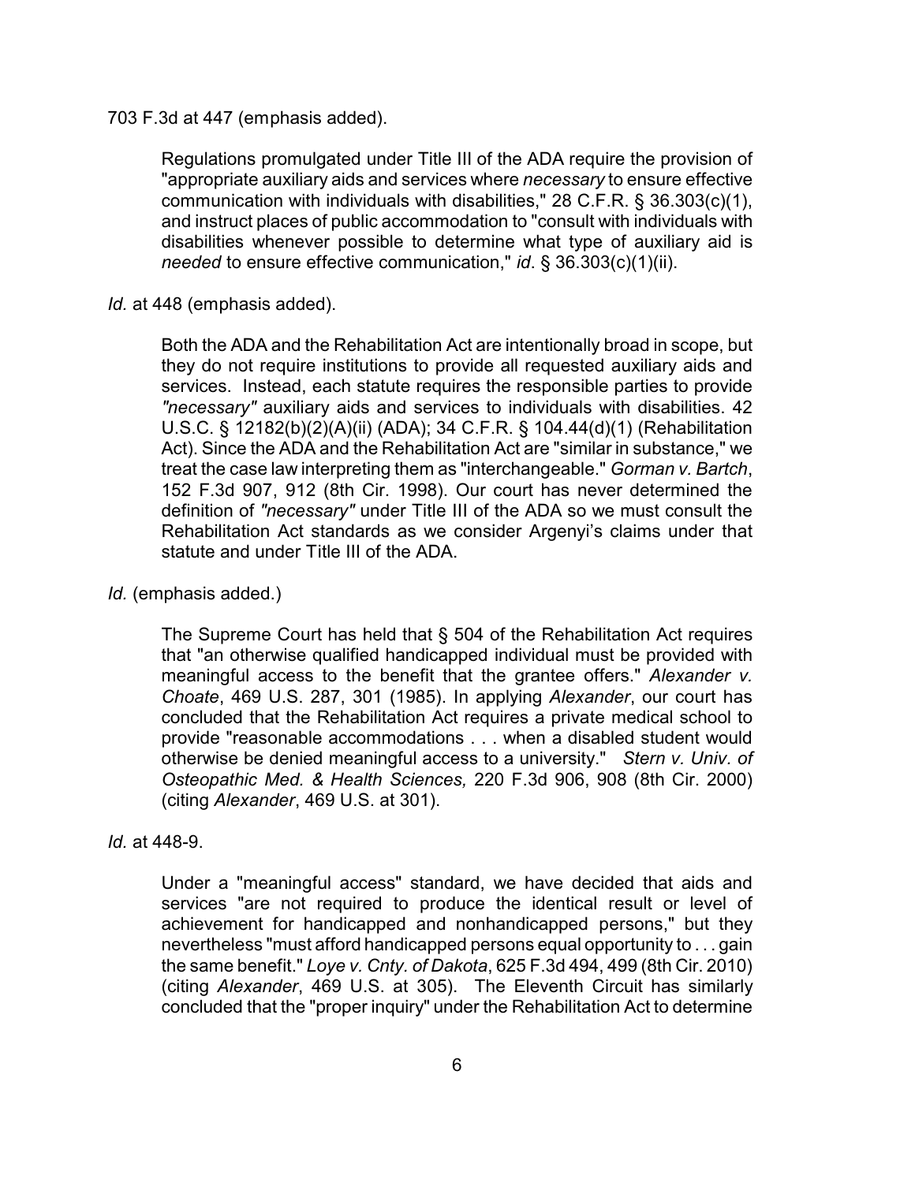703 F.3d at 447 (emphasis added).

> Regulations promulgated under Title III of the ADA require the provision of "appropriate auxiliary aids and services where *necessary* to ensure effective communication with individuals with disabilities," 28 C.F.R. § 36.303(c)(1), and instruct places of public accommodation to "consult with individuals with disabilities whenever possible to determine what type of auxiliary aid is *needed* to ensure effective communication," *id*. § 36.303(c)(1)(ii).

*Id.* at 448 (emphasis added).

> Both the ADA and the Rehabilitation Act are intentionally broad in scope, but they do not require institutions to provide all requested auxiliary aids and services. Instead, each statute requires the responsible parties to provide *"necessary"* auxiliary aids and services to individuals with disabilities. 42 U.S.C. § 12182(b)(2)(A)(ii) (ADA); 34 C.F.R. § 104.44(d)(1) (Rehabilitation Act). Since the ADA and the Rehabilitation Act are "similar in substance," we treat the case law interpreting them as "interchangeable." *Gorman v. Bartch*, 152 F.3d 907, 912 (8th Cir. 1998). Our court has never determined the definition of *"necessary"* under Title III of the ADA so we must consult the Rehabilitation Act standards as we consider Argenyi's claims under that statute and under Title III of the ADA.

*Id.* (emphasis added.)

> The Supreme Court has held that § 504 of the Rehabilitation Act requires that "an otherwise qualified handicapped individual must be provided with meaningful access to the benefit that the grantee offers." *Alexander v. Choate*, 469 U.S. 287, 301 (1985). In applying *Alexander*, our court has concluded that the Rehabilitation Act requires a private medical school to provide "reasonable accommodations . . . when a disabled student would otherwise be denied meaningful access to a university." *Stern v. Univ. of Osteopathic Med. & Health Sciences,* 220 F.3d 906, 908 (8th Cir. 2000) (citing *Alexander*, 469 U.S. at 301).

*Id.* at 448-9.

> Under a "meaningful access" standard, we have decided that aids and services "are not required to produce the identical result or level of achievement for handicapped and nonhandicapped persons," but they nevertheless "must afford handicapped persons equal opportunity to . . . gain the same benefit." *Loye v. Cnty. of Dakota*, 625 F.3d 494, 499 (8th Cir. 2010) (citing *Alexander*, 469 U.S. at 305). The Eleventh Circuit has similarly concluded that the "proper inquiry" under the Rehabilitation Act to determine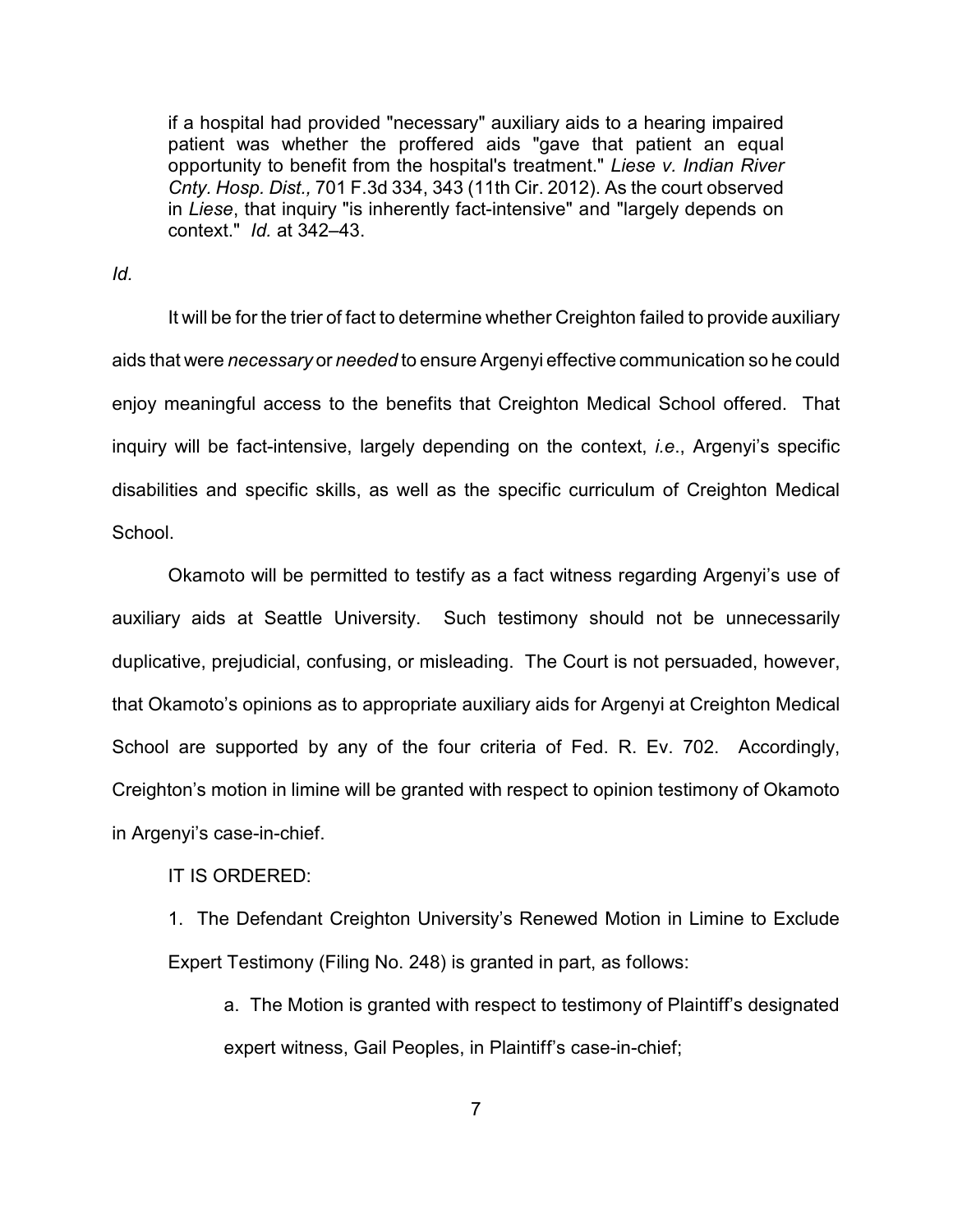> if a hospital had provided "necessary" auxiliary aids to a hearing impaired patient was whether the proffered aids "gave that patient an equal opportunity to benefit from the hospital's treatment." *Liese v. Indian River Cnty. Hosp. Dist.,* 701 F.3d 334, 343 (11th Cir. 2012). As the court observed in *Liese*, that inquiry "is inherently fact-intensive" and "largely depends on context." *Id.* at 342–43.

*Id.*

It will be for the trier of fact to determine whether Creighton failed to provide auxiliary aids that were *necessary* or *needed* to ensure Argenyi effective communication so he could enjoy meaningful access to the benefits that Creighton Medical School offered. That inquiry will be fact-intensive, largely depending on the context, *i.e*., Argenyi's specific disabilities and specific skills, as well as the specific curriculum of Creighton Medical School.

Okamoto will be permitted to testify as a fact witness regarding Argenyi's use of auxiliary aids at Seattle University. Such testimony should not be unnecessarily duplicative, prejudicial, confusing, or misleading. The Court is not persuaded, however, that Okamoto's opinions as to appropriate auxiliary aids for Argenyi at Creighton Medical School are supported by any of the four criteria of Fed. R. Ev. 702. Accordingly, Creighton's motion in limine will be granted with respect to opinion testimony of Okamoto in Argenyi's case-in-chief.

IT IS ORDERED:

1. The Defendant Creighton University's Renewed Motion in Limine to Exclude Expert Testimony (Filing No. 248) is granted in part, as follows:

   a. The Motion is granted with respect to testimony of Plaintiff's designated expert witness, Gail Peoples, in Plaintiff's case-in-chief;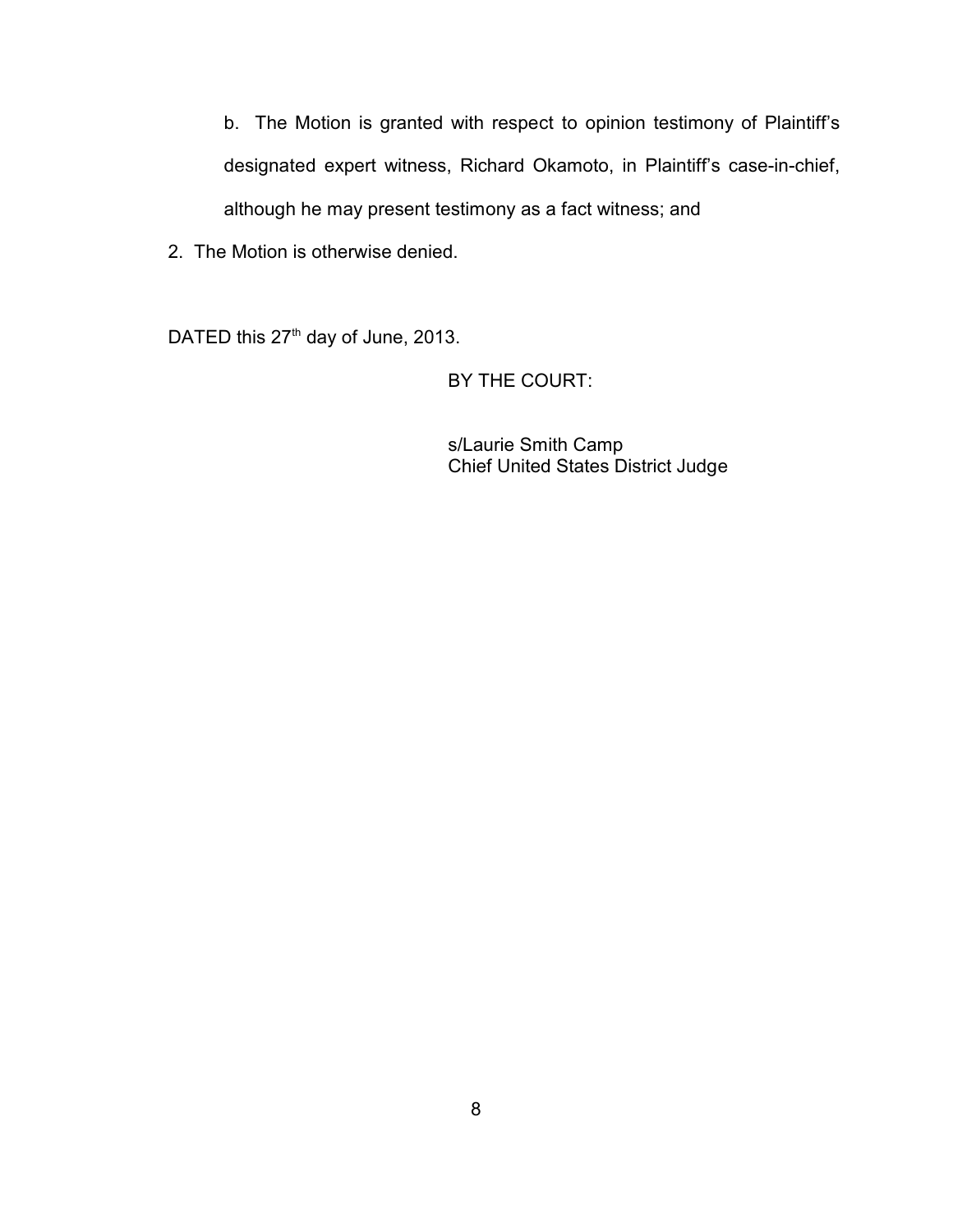b. The Motion is granted with respect to opinion testimony of Plaintiff's designated expert witness, Richard Okamoto, in Plaintiff's case-in-chief, although he may present testimony as a fact witness; and

2. The Motion is otherwise denied.

DATED this 27th day of June, 2013.

BY THE COURT:

s/Laurie Smith Camp
Chief United States District Judge